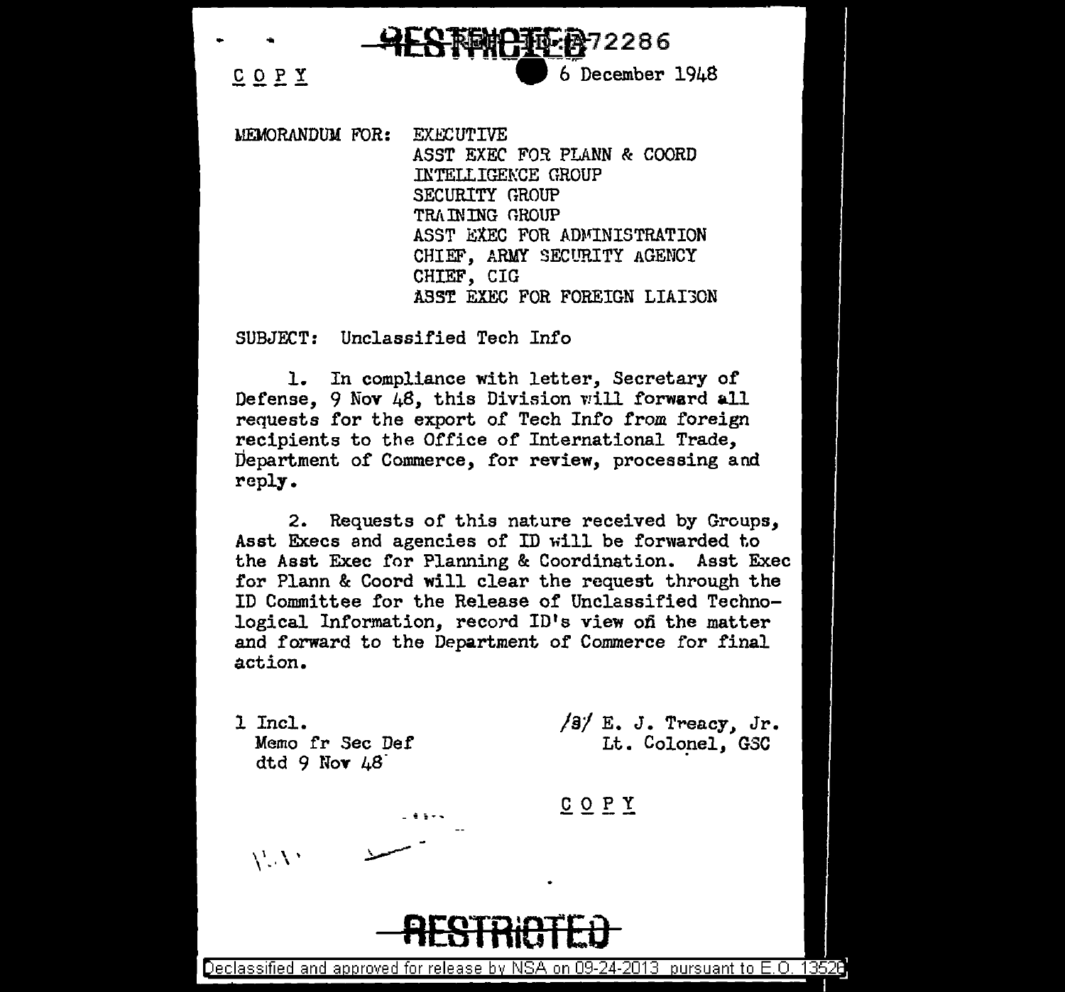RESTRICTED REF ID:A72286

C O P Y

6 December 1948

MEMORANDUM FOR: EXECUTIVE
ASST EXEC FOR PLANN & COORD
INTELLIGENCE GROUP
SECURITY GROUP
TRAINING GROUP
ASST EXEC FOR ADMINISTRATION
CHIEF, ARMY SECURITY AGENCY
CHIEF, CIG
ASST EXEC FOR FOREIGN LIAISON

SUBJECT: Unclassified Tech Info

1. In compliance with letter, Secretary of Defense, 9 Nov 48, this Division will forward all requests for the export of Tech Info from foreign recipients to the Office of International Trade, Department of Commerce, for review, processing and reply.

2. Requests of this nature received by Groups, Asst Execs and agencies of ID will be forwarded to the Asst Exec for Planning & Coordination. Asst Exec for Plann & Coord will clear the request through the ID Committee for the Release of Unclassified Technological Information, record ID's view on the matter and forward to the Department of Commerce for final action.

1 Incl.
Memo fr Sec Def
dtd 9 Nov 48

/s/ E. J. Treacy, Jr.
Lt. Colonel, GSC

C O P Y

RESTRICTED

Declassified and approved for release by NSA on 09-24-2013 pursuant to E.O. 13526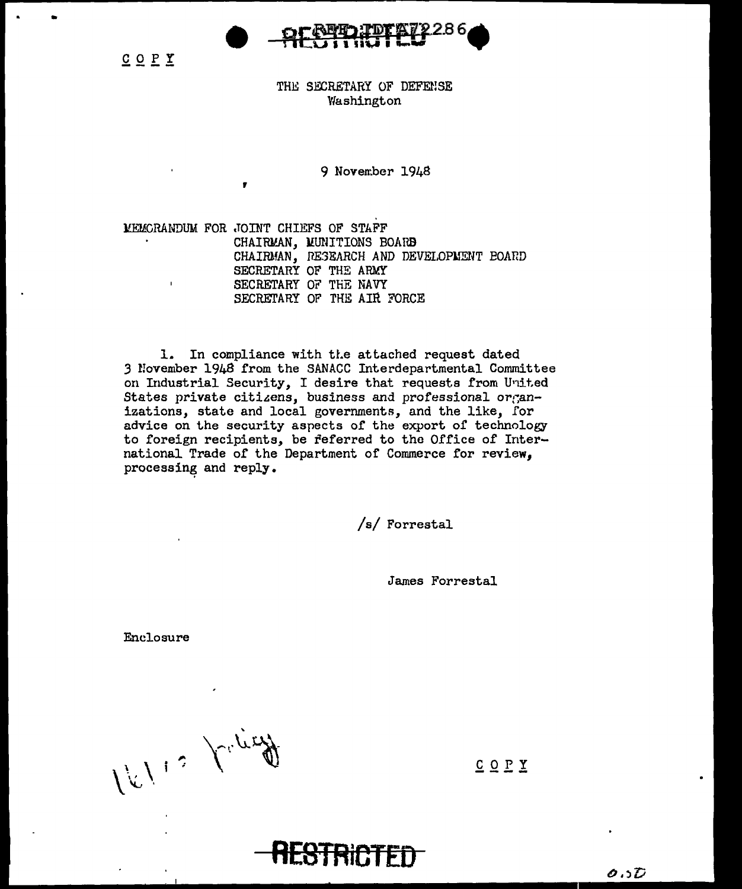REF ID:A72286

RESTRICTED

COPY

THE SECRETARY OF DEFENSE
Washington

9 November 1948

MEMORANDUM FOR JOINT CHIEFS OF STAFF
CHAIRMAN, MUNITIONS BOARD
CHAIRMAN, RESEARCH AND DEVELOPMENT BOARD
SECRETARY OF THE ARMY
SECRETARY OF THE NAVY
SECRETARY OF THE AIR FORCE

1. In compliance with the attached request dated 3 November 1948 from the SANACC Interdepartmental Committee on Industrial Security, I desire that requests from United States private citizens, business and professional organizations, state and local governments, and the like, for advice on the security aspects of the export of technology to foreign recipients, be referred to the Office of International Trade of the Department of Commerce for review, processing and reply.

/s/ Forrestal

James Forrestal

Enclosure

COPY

RESTRICTED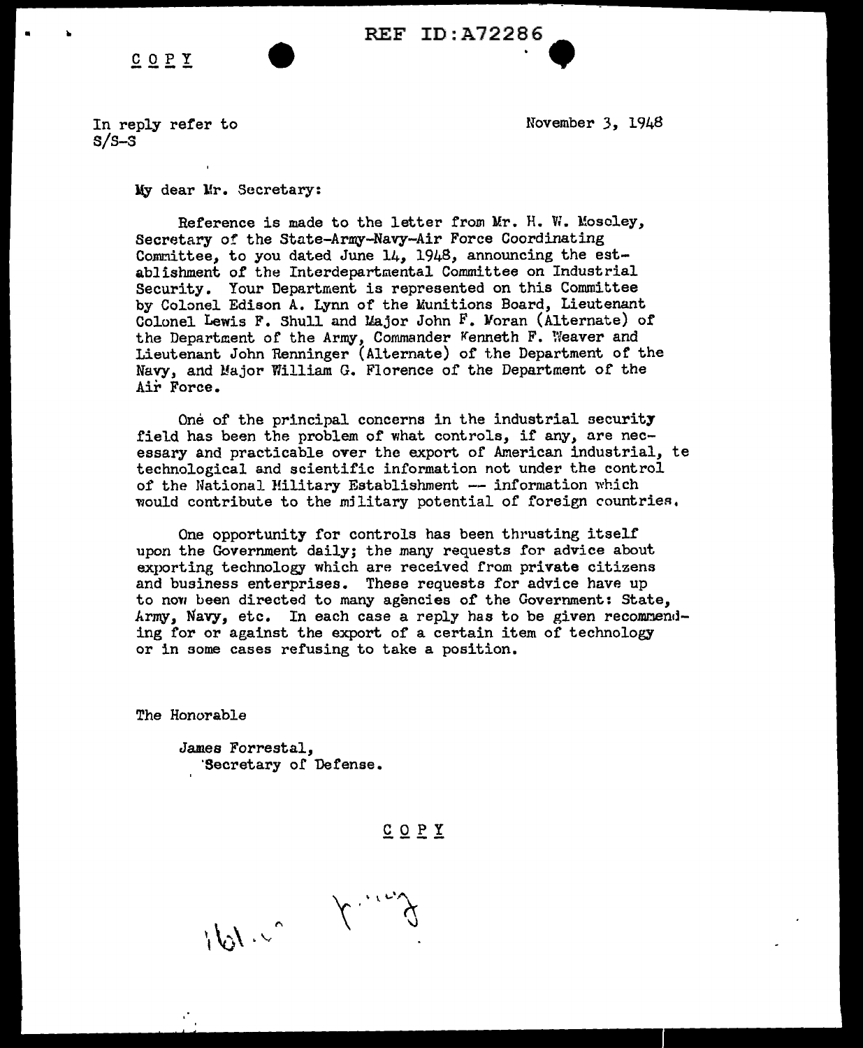REF ID:A72286

COPY

In reply refer to
S/S-S

November 3, 1948

My dear Mr. Secretary:

Reference is made to the letter from Mr. H. W. Moseley, Secretary of the State-Army-Navy-Air Force Coordinating Committee, to you dated June 14, 1948, announcing the establishment of the Interdepartmental Committee on Industrial Security. Your Department is represented on this Committee by Colonel Edison A. Lynn of the Munitions Board, Lieutenant Colonel Lewis F. Shull and Major John F. Moran (Alternate) of the Department of the Army, Commander Kenneth F. Weaver and Lieutenant John Renninger (Alternate) of the Department of the Navy, and Major William G. Florence of the Department of the Air Force.

One of the principal concerns in the industrial security field has been the problem of what controls, if any, are necessary and practicable over the export of American industrial, te technological and scientific information not under the control of the National Military Establishment -- information which would contribute to the military potential of foreign countries.

One opportunity for controls has been thrusting itself upon the Government daily; the many requests for advice about exporting technology which are received from private citizens and business enterprises. These requests for advice have up to now been directed to many agencies of the Government: State, Army, Navy, etc. In each case a reply has to be given recommending for or against the export of a certain item of technology or in some cases refusing to take a position.

The Honorable

James Forrestal,
Secretary of Defense.

COPY